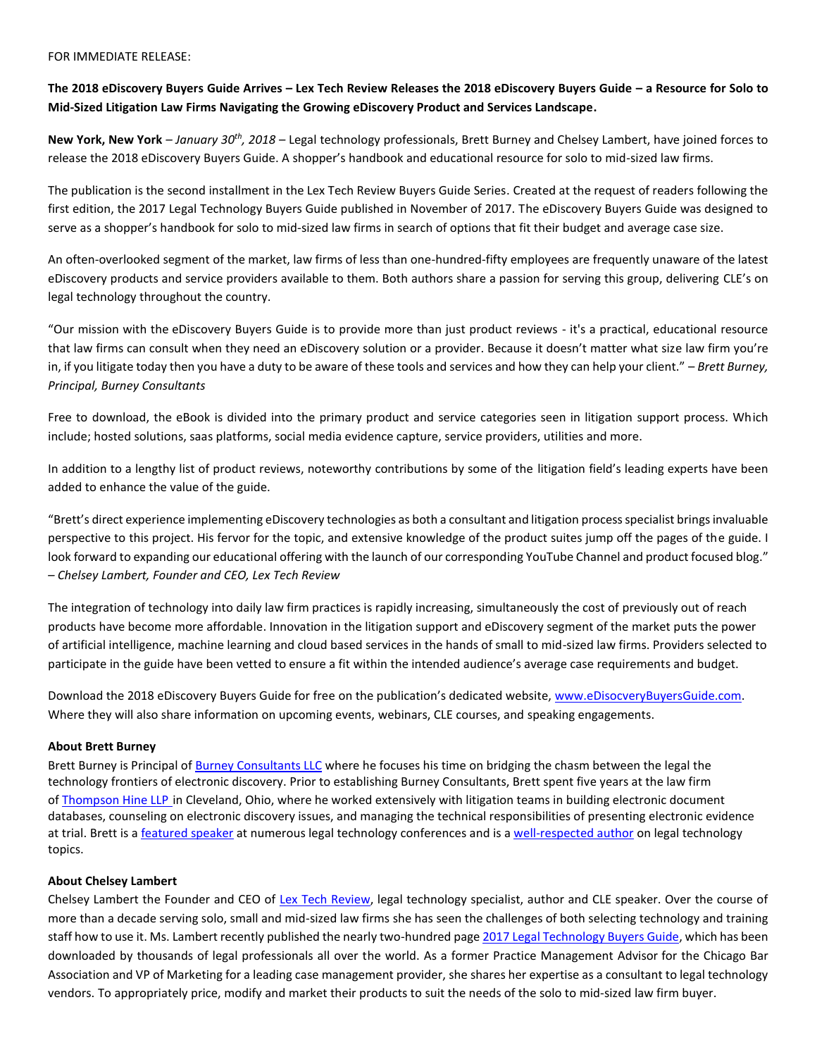FOR IMMEDIATE RELEASE:

**The 2018 eDiscovery Buyers Guide Arrives – Lex Tech Review Releases the 2018 eDiscovery Buyers Guide – a Resource for Solo to Mid-Sized Litigation Law Firms Navigating the Growing eDiscovery Product and Services Landscape.**

**New York, New York** – *January 30th, 2018* – Legal technology professionals, Brett Burney and Chelsey Lambert, have joined forces to release the 2018 eDiscovery Buyers Guide. A shopper's handbook and educational resource for solo to mid-sized law firms.

The publication is the second installment in the Lex Tech Review Buyers Guide Series. Created at the request of readers following the first edition, the 2017 Legal Technology Buyers Guide published in November of 2017. The eDiscovery Buyers Guide was designed to serve as a shopper's handbook for solo to mid-sized law firms in search of options that fit their budget and average case size.

An often-overlooked segment of the market, law firms of less than one-hundred-fifty employees are frequently unaware of the latest eDiscovery products and service providers available to them. Both authors share a passion for serving this group, delivering CLE's on legal technology throughout the country.

"Our mission with the eDiscovery Buyers Guide is to provide more than just product reviews - it's a practical, educational resource that law firms can consult when they need an eDiscovery solution or a provider. Because it doesn't matter what size law firm you're in, if you litigate today then you have a duty to be aware of these tools and services and how they can help your client." – *Brett Burney, Principal, Burney Consultants*

Free to download, the eBook is divided into the primary product and service categories seen in litigation support process. Which include; hosted solutions, saas platforms, social media evidence capture, service providers, utilities and more.

In addition to a lengthy list of product reviews, noteworthy contributions by some of the litigation field's leading experts have been added to enhance the value of the guide.

"Brett's direct experience implementing eDiscovery technologies as both a consultant and litigation process specialist brings invaluable perspective to this project. His fervor for the topic, and extensive knowledge of the product suites jump off the pages of the guide. I look forward to expanding our educational offering with the launch of our corresponding YouTube Channel and product focused blog." – *Chelsey Lambert, Founder and CEO, Lex Tech Review*

The integration of technology into daily law firm practices is rapidly increasing, simultaneously the cost of previously out of reach products have become more affordable. Innovation in the litigation support and eDiscovery segment of the market puts the power of artificial intelligence, machine learning and cloud based services in the hands of small to mid-sized law firms. Providers selected to participate in the guide have been vetted to ensure a fit within the intended audience's average case requirements and budget.

Download the 2018 eDiscovery Buyers Guide for free on the publication's dedicated website, [www.eDisocveryBuyersGuide.com](www.eDisocveryBuyersGuide.com). Where they will also share information on upcoming events, webinars, CLE courses, and speaking engagements.

**About Brett Burney**

Brett Burney is Principal of [Burney Consultants LLC](Burney Consultants LLC) where he focuses his time on bridging the chasm between the legal the technology frontiers of electronic discovery. Prior to establishing Burney Consultants, Brett spent five years at the law firm of [Thompson Hine LLP](Thompson Hine LLP) in Cleveland, Ohio, where he worked extensively with litigation teams in building electronic document databases, counseling on electronic discovery issues, and managing the technical responsibilities of presenting electronic evidence at trial. Brett is a [featured speaker](featured speaker) at numerous legal technology conferences and is a [well-respected author](well-respected author) on legal technology topics.

**About Chelsey Lambert**

Chelsey Lambert the Founder and CEO of [Lex Tech Review](Lex Tech Review), legal technology specialist, author and CLE speaker. Over the course of more than a decade serving solo, small and mid-sized law firms she has seen the challenges of both selecting technology and training staff how to use it. Ms. Lambert recently published the nearly two-hundred page [2017 Legal Technology Buyers Guide](2017 Legal Technology Buyers Guide), which has been downloaded by thousands of legal professionals all over the world. As a former Practice Management Advisor for the Chicago Bar Association and VP of Marketing for a leading case management provider, she shares her expertise as a consultant to legal technology vendors. To appropriately price, modify and market their products to suit the needs of the solo to mid-sized law firm buyer.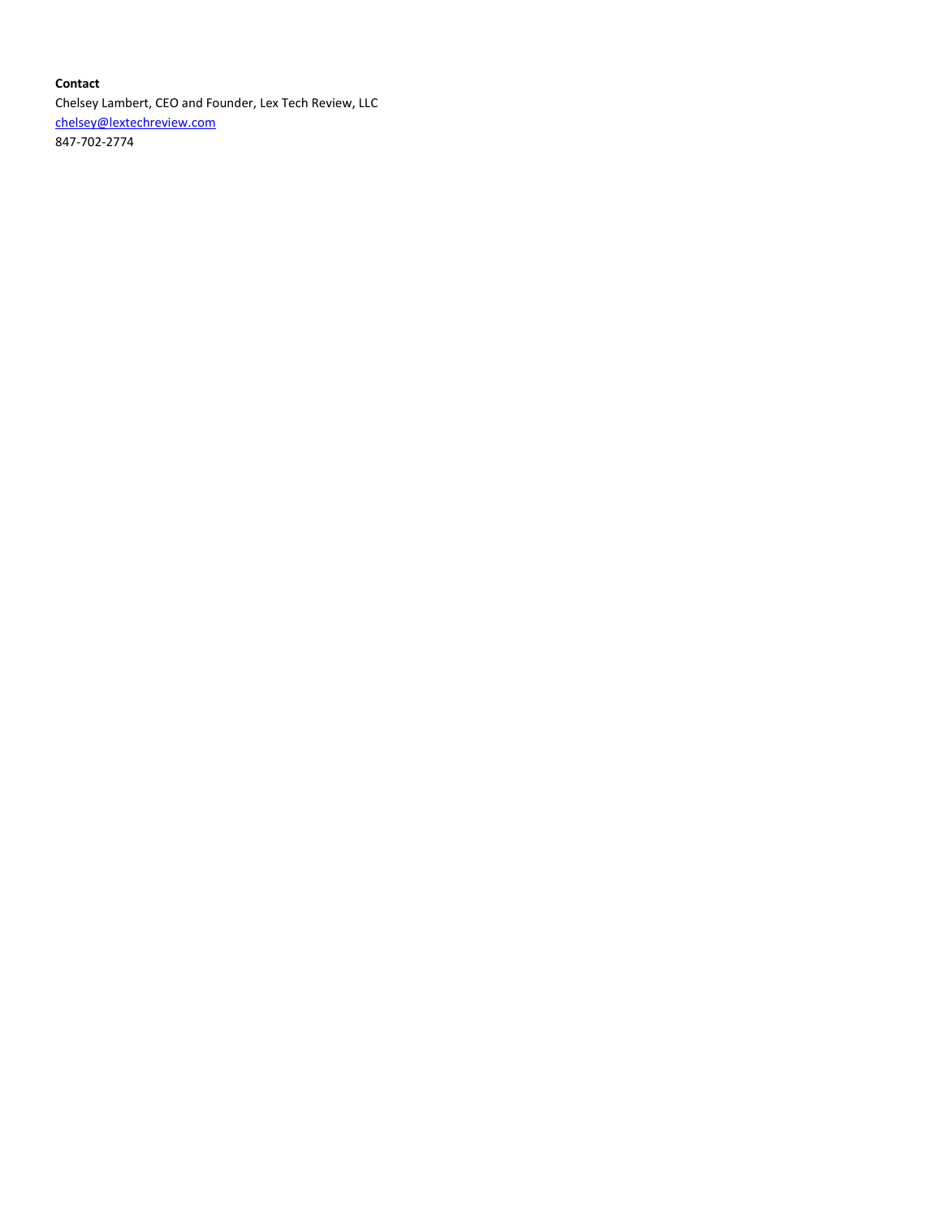**Contact**

Chelsey Lambert, CEO and Founder, Lex Tech Review, LLC
[chelsey@lextechreview.com](mailto:chelsey@lextechreview.com)
847-702-2774